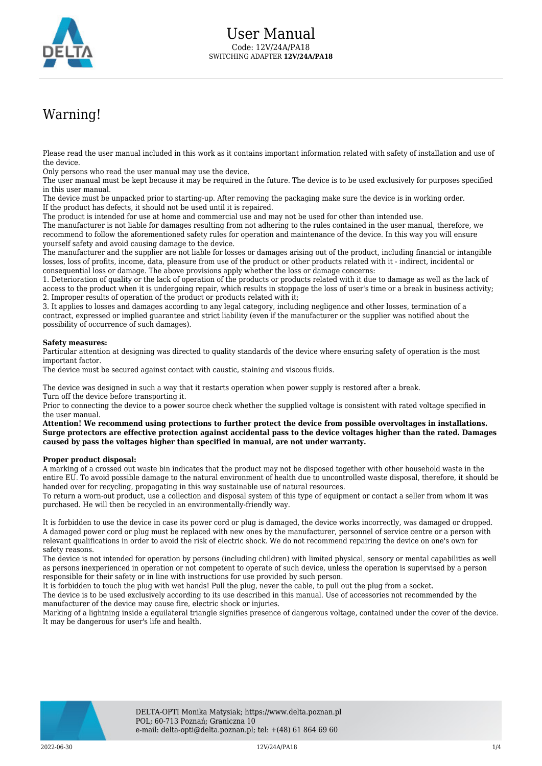# User Manual

Code: 12V/24A/PA18

SWITCHING ADAPTER **12V/24A/PA18**

## Warning!

Please read the user manual included in this work as it contains important information related with safety of installation and use of the device.
Only persons who read the user manual may use the device.
The user manual must be kept because it may be required in the future. The device is to be used exclusively for purposes specified in this user manual.
The device must be unpacked prior to starting-up. After removing the packaging make sure the device is in working order.
If the product has defects, it should not be used until it is repaired.
The product is intended for use at home and commercial use and may not be used for other than intended use.
The manufacturer is not liable for damages resulting from not adhering to the rules contained in the user manual, therefore, we recommend to follow the aforementioned safety rules for operation and maintenance of the device. In this way you will ensure yourself safety and avoid causing damage to the device.
The manufacturer and the supplier are not liable for losses or damages arising out of the product, including financial or intangible losses, loss of profits, income, data, pleasure from use of the product or other products related with it - indirect, incidental or consequential loss or damage. The above provisions apply whether the loss or damage concerns:
1. Deterioration of quality or the lack of operation of the products or products related with it due to damage as well as the lack of access to the product when it is undergoing repair, which results in stoppage the loss of user's time or a break in business activity;
2. Improper results of operation of the product or products related with it;
3. It applies to losses and damages according to any legal category, including negligence and other losses, termination of a contract, expressed or implied guarantee and strict liability (even if the manufacturer or the supplier was notified about the possibility of occurrence of such damages).

**Safety measures:**
Particular attention at designing was directed to quality standards of the device where ensuring safety of operation is the most important factor.
The device must be secured against contact with caustic, staining and viscous fluids.

The device was designed in such a way that it restarts operation when power supply is restored after a break.
Turn off the device before transporting it.
Prior to connecting the device to a power source check whether the supplied voltage is consistent with rated voltage specified in the user manual.
**Attention! We recommend using protections to further protect the device from possible overvoltages in installations. Surge protectors are effective protection against accidental pass to the device voltages higher than the rated. Damages caused by pass the voltages higher than specified in manual, are not under warranty.**

**Proper product disposal:**
A marking of a crossed out waste bin indicates that the product may not be disposed together with other household waste in the entire EU. To avoid possible damage to the natural environment of health due to uncontrolled waste disposal, therefore, it should be handed over for recycling, propagating in this way sustainable use of natural resources.
To return a worn-out product, use a collection and disposal system of this type of equipment or contact a seller from whom it was purchased. He will then be recycled in an environmentally-friendly way.

It is forbidden to use the device in case its power cord or plug is damaged, the device works incorrectly, was damaged or dropped. A damaged power cord or plug must be replaced with new ones by the manufacturer, personnel of service centre or a person with relevant qualifications in order to avoid the risk of electric shock. We do not recommend repairing the device on one's own for safety reasons.
The device is not intended for operation by persons (including children) with limited physical, sensory or mental capabilities as well as persons inexperienced in operation or not competent to operate of such device, unless the operation is supervised by a person responsible for their safety or in line with instructions for use provided by such person.
It is forbidden to touch the plug with wet hands! Pull the plug, never the cable, to pull out the plug from a socket.
The device is to be used exclusively according to its use described in this manual. Use of accessories not recommended by the manufacturer of the device may cause fire, electric shock or injuries.
Marking of a lightning inside a equilateral triangle signifies presence of dangerous voltage, contained under the cover of the device. It may be dangerous for user's life and health.

DELTA-OPTI Monika Matysiak; https://www.delta.poznan.pl
POL; 60-713 Poznań; Graniczna 10
e-mail: delta-opti@delta.poznan.pl; tel: +(48) 61 864 69 60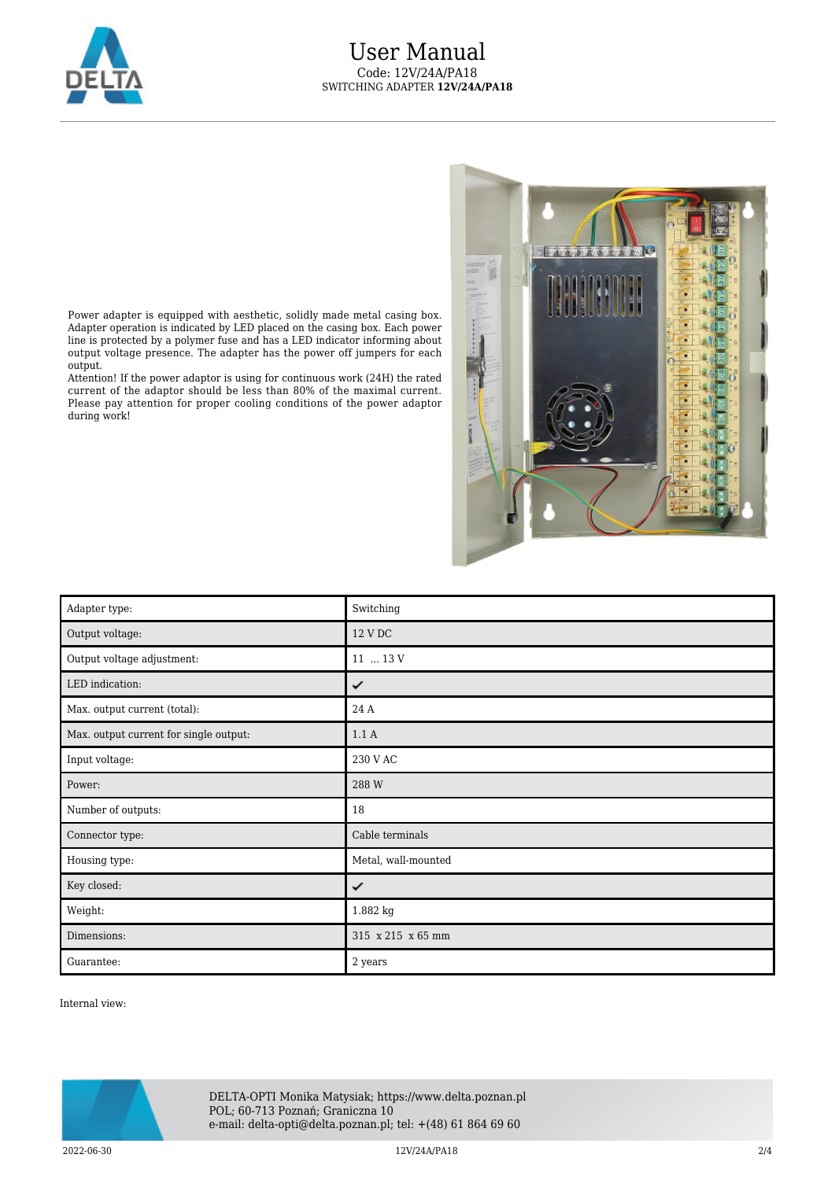Power adapter is equipped with aesthetic, solidly made metal casing box. Adapter operation is indicated by LED placed on the casing box. Each power line is protected by a polymer fuse and has a LED indicator informing about output voltage presence. The adapter has the power off jumpers for each output.
Attention! If the power adaptor is using for continuous work (24H) the rated current of the adaptor should be less than 80% of the maximal current. Please pay attention for proper cooling conditions of the power adaptor during work!

| Adapter type: | Switching |
|---|---|
| Output voltage: | 12 V DC |
| Output voltage adjustment: | 11 ... 13 V |
| LED indication: | ✔ |
| Max. output current (total): | 24 A |
| Max. output current for single output: | 1.1 A |
| Input voltage: | 230 V AC |
| Power: | 288 W |
| Number of outputs: | 18 |
| Connector type: | Cable terminals |
| Housing type: | Metal, wall-mounted |
| Key closed: | ✔ |
| Weight: | 1.882 kg |
| Dimensions: | 315 x 215 x 65 mm |
| Guarantee: | 2 years |

Internal view:

DELTA-OPTI Monika Matysiak; https://www.delta.poznan.pl
POL; 60-713 Poznań; Graniczna 10
e-mail: delta-opti@delta.poznan.pl; tel: +(48) 61 864 69 60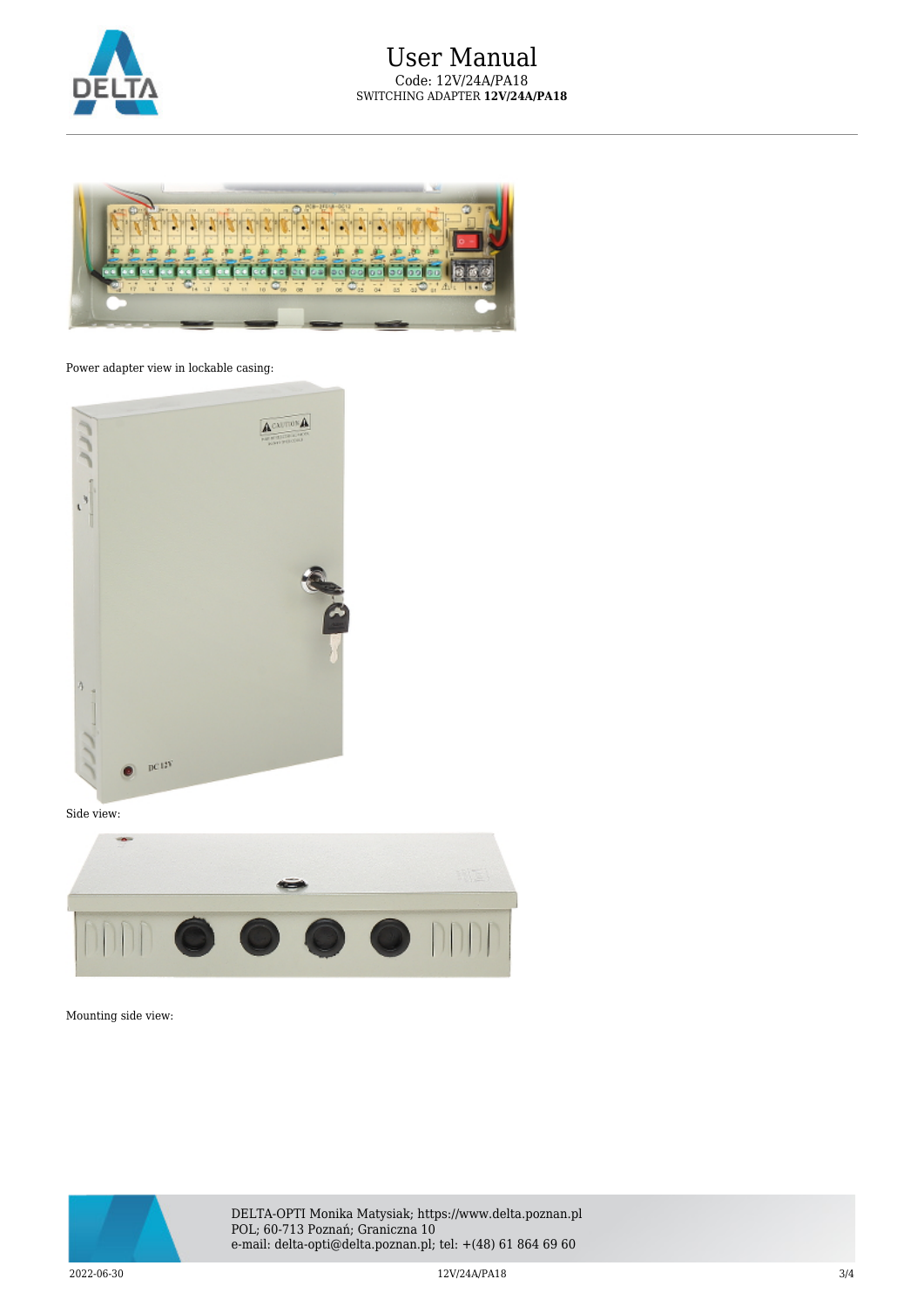Power adapter view in lockable casing:

Side view:

Mounting side view: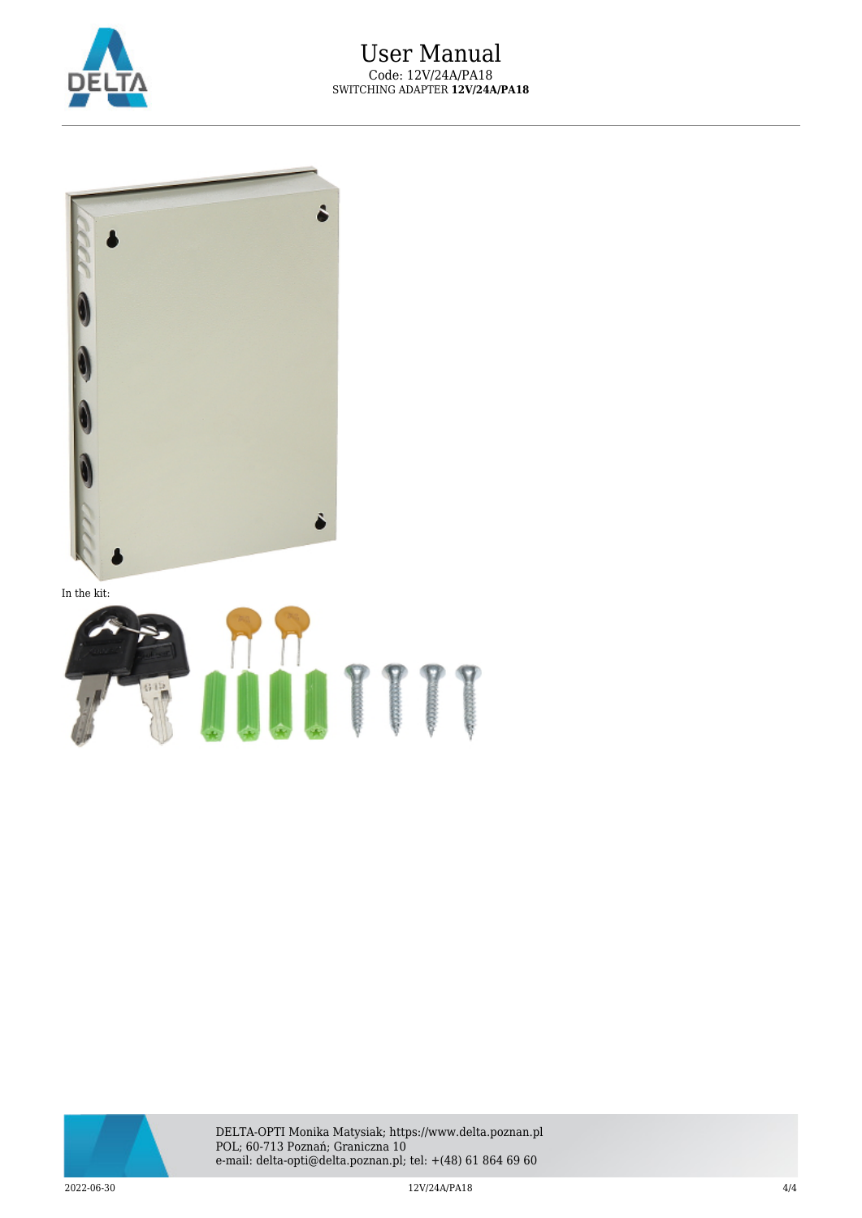In the kit: